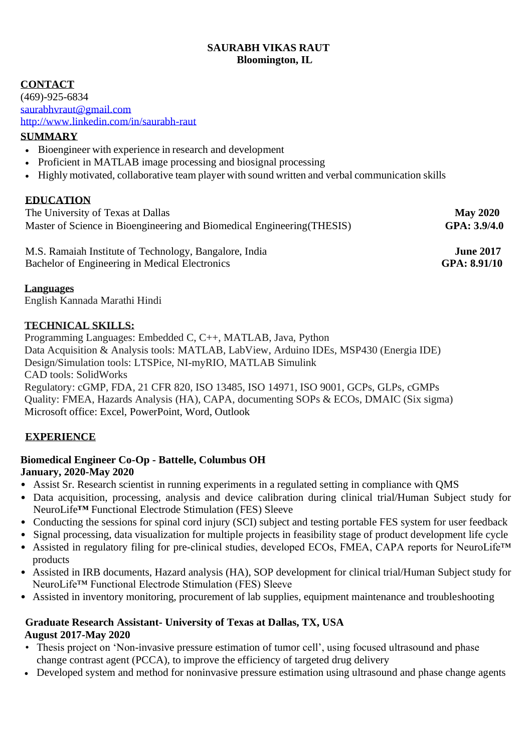**SAURABH VIKAS RAUT**
**Bloomington, IL**

## CONTACT

(469)-925-6834
saurabhvraut@gmail.com
http://www.linkedin.com/in/saurabh-raut

## SUMMARY

- Bioengineer with experience in research and development
- Proficient in MATLAB image processing and biosignal processing
- Highly motivated, collaborative team player with sound written and verbal communication skills

## EDUCATION

The University of Texas at Dallas — **May 2020**
Master of Science in Bioengineering and Biomedical Engineering(THESIS) — **GPA: 3.9/4.0**

M.S. Ramaiah Institute of Technology, Bangalore, India — **June 2017**
Bachelor of Engineering in Medical Electronics — **GPA: 8.91/10**

## Languages

English Kannada Marathi Hindi

## TECHNICAL SKILLS:

Programming Languages: Embedded C, C++, MATLAB, Java, Python
Data Acquisition & Analysis tools: MATLAB, LabView, Arduino IDEs, MSP430 (Energia IDE)
Design/Simulation tools: LTSPice, NI-myRIO, MATLAB Simulink
CAD tools: SolidWorks
Regulatory: cGMP, FDA, 21 CFR 820, ISO 13485, ISO 14971, ISO 9001, GCPs, GLPs, cGMPs
Quality: FMEA, Hazards Analysis (HA), CAPA, documenting SOPs & ECOs, DMAIC (Six sigma)
Microsoft office: Excel, PowerPoint, Word, Outlook

## EXPERIENCE

**Biomedical Engineer Co-Op - Battelle, Columbus OH**
**January, 2020-May 2020**

- Assist Sr. Research scientist in running experiments in a regulated setting in compliance with QMS
- Data acquisition, processing, analysis and device calibration during clinical trial/Human Subject study for NeuroLife™ Functional Electrode Stimulation (FES) Sleeve
- Conducting the sessions for spinal cord injury (SCI) subject and testing portable FES system for user feedback
- Signal processing, data visualization for multiple projects in feasibility stage of product development life cycle
- Assisted in regulatory filing for pre-clinical studies, developed ECOs, FMEA, CAPA reports for NeuroLife™ products
- Assisted in IRB documents, Hazard analysis (HA), SOP development for clinical trial/Human Subject study for NeuroLife™ Functional Electrode Stimulation (FES) Sleeve
- Assisted in inventory monitoring, procurement of lab supplies, equipment maintenance and troubleshooting

**Graduate Research Assistant- University of Texas at Dallas, TX, USA**
**August 2017-May 2020**

- Thesis project on 'Non-invasive pressure estimation of tumor cell', using focused ultrasound and phase change contrast agent (PCCA), to improve the efficiency of targeted drug delivery
- Developed system and method for noninvasive pressure estimation using ultrasound and phase change agents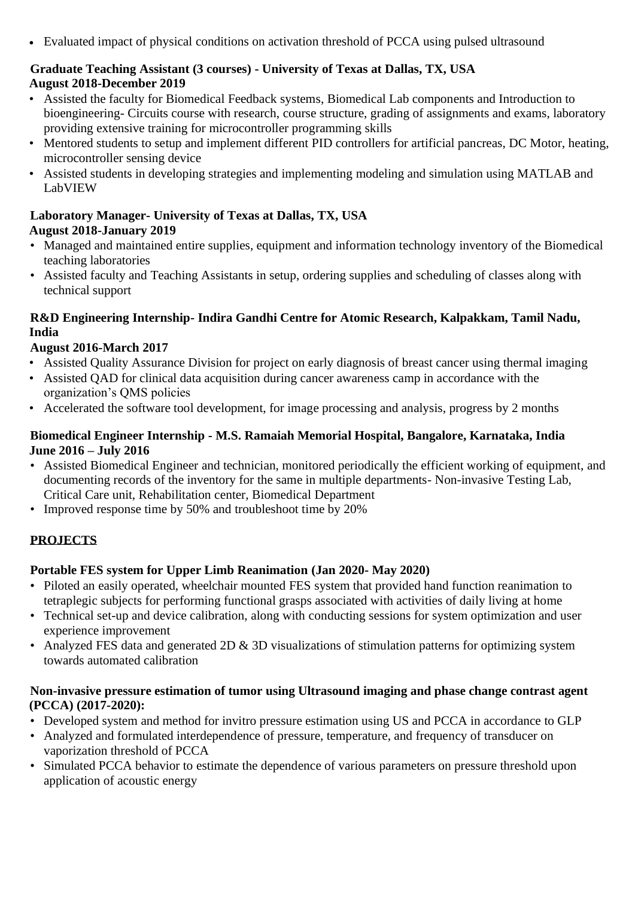- Evaluated impact of physical conditions on activation threshold of PCCA using pulsed ultrasound

**Graduate Teaching Assistant (3 courses) - University of Texas at Dallas, TX, USA**
**August 2018-December 2019**

- Assisted the faculty for Biomedical Feedback systems, Biomedical Lab components and Introduction to bioengineering- Circuits course with research, course structure, grading of assignments and exams, laboratory providing extensive training for microcontroller programming skills
- Mentored students to setup and implement different PID controllers for artificial pancreas, DC Motor, heating, microcontroller sensing device
- Assisted students in developing strategies and implementing modeling and simulation using MATLAB and LabVIEW

**Laboratory Manager- University of Texas at Dallas, TX, USA**
**August 2018-January 2019**

- Managed and maintained entire supplies, equipment and information technology inventory of the Biomedical teaching laboratories
- Assisted faculty and Teaching Assistants in setup, ordering supplies and scheduling of classes along with technical support

**R&D Engineering Internship- Indira Gandhi Centre for Atomic Research, Kalpakkam, Tamil Nadu, India**
**August 2016-March 2017**

- Assisted Quality Assurance Division for project on early diagnosis of breast cancer using thermal imaging
- Assisted QAD for clinical data acquisition during cancer awareness camp in accordance with the organization's QMS policies
- Accelerated the software tool development, for image processing and analysis, progress by 2 months

**Biomedical Engineer Internship - M.S. Ramaiah Memorial Hospital, Bangalore, Karnataka, India**
**June 2016 – July 2016**

- Assisted Biomedical Engineer and technician, monitored periodically the efficient working of equipment, and documenting records of the inventory for the same in multiple departments- Non-invasive Testing Lab, Critical Care unit, Rehabilitation center, Biomedical Department
- Improved response time by 50% and troubleshoot time by 20%

## PROJECTS

**Portable FES system for Upper Limb Reanimation (Jan 2020- May 2020)**

- Piloted an easily operated, wheelchair mounted FES system that provided hand function reanimation to tetraplegic subjects for performing functional grasps associated with activities of daily living at home
- Technical set-up and device calibration, along with conducting sessions for system optimization and user experience improvement
- Analyzed FES data and generated 2D & 3D visualizations of stimulation patterns for optimizing system towards automated calibration

**Non-invasive pressure estimation of tumor using Ultrasound imaging and phase change contrast agent (PCCA) (2017-2020):**

- Developed system and method for invitro pressure estimation using US and PCCA in accordance to GLP
- Analyzed and formulated interdependence of pressure, temperature, and frequency of transducer on vaporization threshold of PCCA
- Simulated PCCA behavior to estimate the dependence of various parameters on pressure threshold upon application of acoustic energy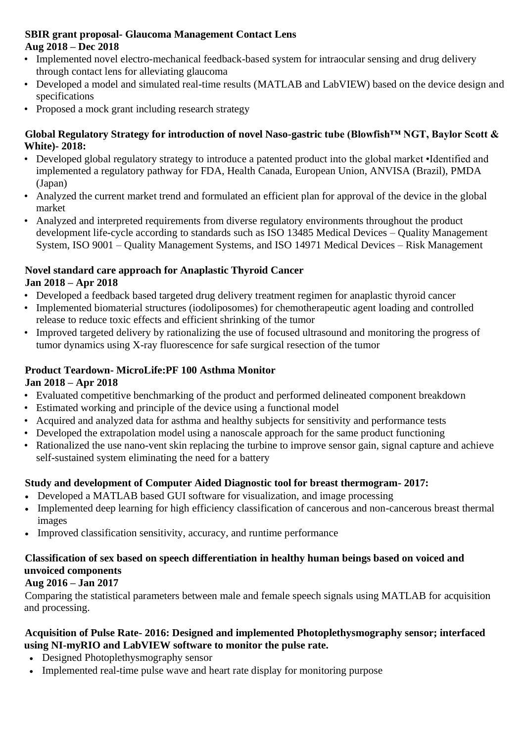**SBIR grant proposal- Glaucoma Management Contact Lens**
**Aug 2018 – Dec 2018**

- Implemented novel electro-mechanical feedback-based system for intraocular sensing and drug delivery through contact lens for alleviating glaucoma
- Developed a model and simulated real-time results (MATLAB and LabVIEW) based on the device design and specifications
- Proposed a mock grant including research strategy

**Global Regulatory Strategy for introduction of novel Naso-gastric tube (Blowfish™ NGT, Baylor Scott & White)- 2018:**

- Developed global regulatory strategy to introduce a patented product into the global market •Identified and implemented a regulatory pathway for FDA, Health Canada, European Union, ANVISA (Brazil), PMDA (Japan)
- Analyzed the current market trend and formulated an efficient plan for approval of the device in the global market
- Analyzed and interpreted requirements from diverse regulatory environments throughout the product development life-cycle according to standards such as ISO 13485 Medical Devices – Quality Management System, ISO 9001 – Quality Management Systems, and ISO 14971 Medical Devices – Risk Management

**Novel standard care approach for Anaplastic Thyroid Cancer**
**Jan 2018 – Apr 2018**

- Developed a feedback based targeted drug delivery treatment regimen for anaplastic thyroid cancer
- Implemented biomaterial structures (iodoliposomes) for chemotherapeutic agent loading and controlled release to reduce toxic effects and efficient shrinking of the tumor
- Improved targeted delivery by rationalizing the use of focused ultrasound and monitoring the progress of tumor dynamics using X-ray fluorescence for safe surgical resection of the tumor

**Product Teardown- MicroLife:PF 100 Asthma Monitor**
**Jan 2018 – Apr 2018**

- Evaluated competitive benchmarking of the product and performed delineated component breakdown
- Estimated working and principle of the device using a functional model
- Acquired and analyzed data for asthma and healthy subjects for sensitivity and performance tests
- Developed the extrapolation model using a nanoscale approach for the same product functioning
- Rationalized the use nano-vent skin replacing the turbine to improve sensor gain, signal capture and achieve self-sustained system eliminating the need for a battery

**Study and development of Computer Aided Diagnostic tool for breast thermogram- 2017:**

- Developed a MATLAB based GUI software for visualization, and image processing
- Implemented deep learning for high efficiency classification of cancerous and non-cancerous breast thermal images
- Improved classification sensitivity, accuracy, and runtime performance

**Classification of sex based on speech differentiation in healthy human beings based on voiced and unvoiced components**
**Aug 2016 – Jan 2017**

Comparing the statistical parameters between male and female speech signals using MATLAB for acquisition and processing.

**Acquisition of Pulse Rate- 2016: Designed and implemented Photoplethysmography sensor; interfaced using NI-myRIO and LabVIEW software to monitor the pulse rate.**

- Designed Photoplethysmography sensor
- Implemented real-time pulse wave and heart rate display for monitoring purpose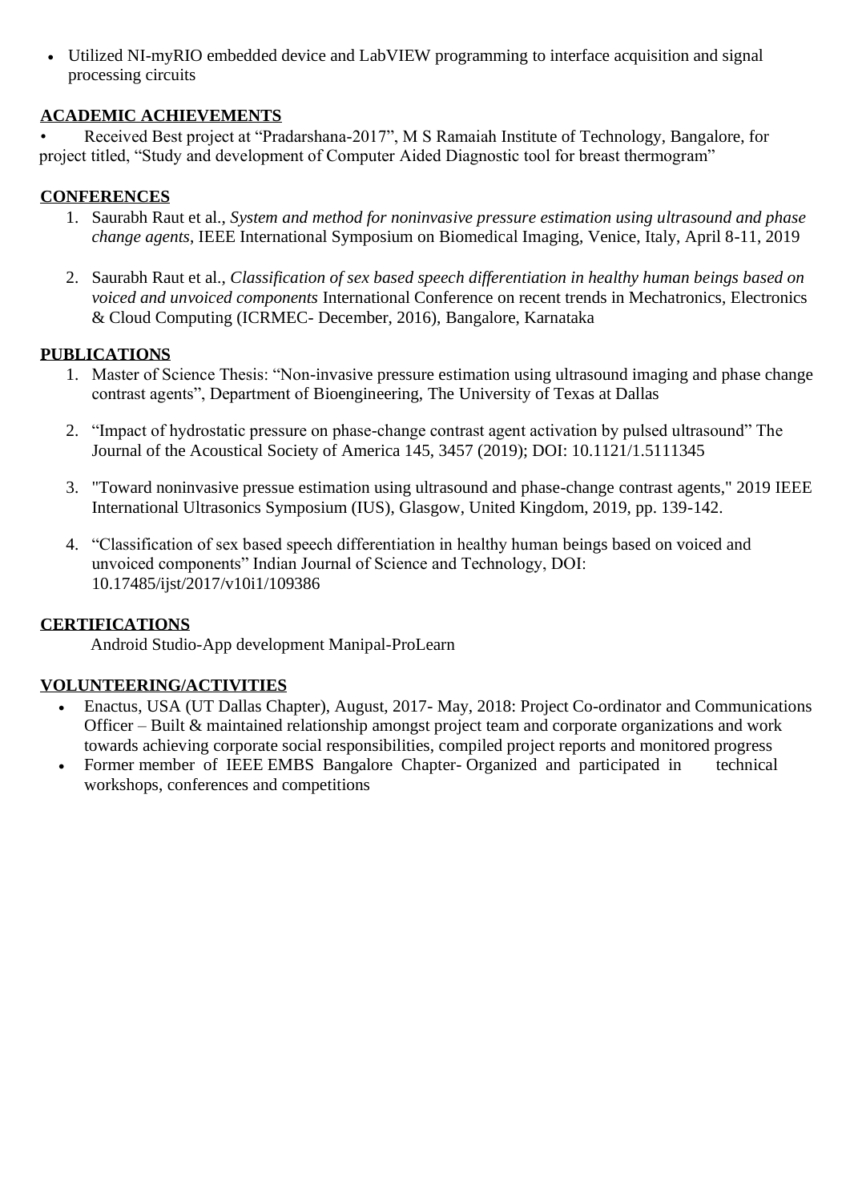- Utilized NI-myRIO embedded device and LabVIEW programming to interface acquisition and signal processing circuits

## ACADEMIC ACHIEVEMENTS

- Received Best project at "Pradarshana-2017", M S Ramaiah Institute of Technology, Bangalore, for project titled, "Study and development of Computer Aided Diagnostic tool for breast thermogram"

## CONFERENCES

1. Saurabh Raut et al., *System and method for noninvasive pressure estimation using ultrasound and phase change agents*, IEEE International Symposium on Biomedical Imaging, Venice, Italy, April 8-11, 2019

2. Saurabh Raut et al., *Classification of sex based speech differentiation in healthy human beings based on voiced and unvoiced components* International Conference on recent trends in Mechatronics, Electronics & Cloud Computing (ICRMEC- December, 2016), Bangalore, Karnataka

## PUBLICATIONS

1. Master of Science Thesis: "Non-invasive pressure estimation using ultrasound imaging and phase change contrast agents", Department of Bioengineering, The University of Texas at Dallas

2. "Impact of hydrostatic pressure on phase-change contrast agent activation by pulsed ultrasound" The Journal of the Acoustical Society of America 145, 3457 (2019); DOI: 10.1121/1.5111345

3. "Toward noninvasive pressue estimation using ultrasound and phase-change contrast agents," 2019 IEEE International Ultrasonics Symposium (IUS), Glasgow, United Kingdom, 2019, pp. 139-142.

4. "Classification of sex based speech differentiation in healthy human beings based on voiced and unvoiced components" Indian Journal of Science and Technology, DOI: 10.17485/ijst/2017/v10i1/109386

## CERTIFICATIONS

Android Studio-App development Manipal-ProLearn

## VOLUNTEERING/ACTIVITIES

- Enactus, USA (UT Dallas Chapter), August, 2017- May, 2018: Project Co-ordinator and Communications Officer – Built & maintained relationship amongst project team and corporate organizations and work towards achieving corporate social responsibilities, compiled project reports and monitored progress
- Former member of IEEE EMBS Bangalore Chapter- Organized and participated in technical workshops, conferences and competitions